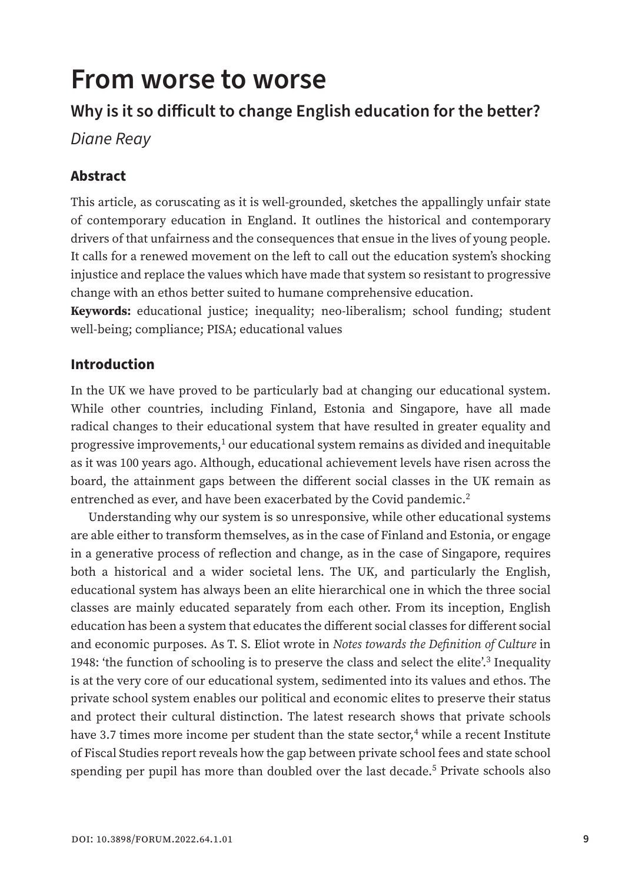# From worse to worse

## Why is it so difficult to change English education for the better?

*Diane Reay*

### Abstract

This article, as coruscating as it is well-grounded, sketches the appallingly unfair state of contemporary education in England. It outlines the historical and contemporary drivers of that unfairness and the consequences that ensue in the lives of young people. It calls for a renewed movement on the left to call out the education system's shocking injustice and replace the values which have made that system so resistant to progressive change with an ethos better suited to humane comprehensive education.

**Keywords:** educational justice; inequality; neo-liberalism; school funding; student well-being; compliance; PISA; educational values

### Introduction

In the UK we have proved to be particularly bad at changing our educational system. While other countries, including Finland, Estonia and Singapore, have all made radical changes to their educational system that have resulted in greater equality and progressive improvements,[1] our educational system remains as divided and inequitable as it was 100 years ago. Although, educational achievement levels have risen across the board, the attainment gaps between the different social classes in the UK remain as entrenched as ever, and have been exacerbated by the Covid pandemic.[2]

Understanding why our system is so unresponsive, while other educational systems are able either to transform themselves, as in the case of Finland and Estonia, or engage in a generative process of reflection and change, as in the case of Singapore, requires both a historical and a wider societal lens. The UK, and particularly the English, educational system has always been an elite hierarchical one in which the three social classes are mainly educated separately from each other. From its inception, English education has been a system that educates the different social classes for different social and economic purposes. As T. S. Eliot wrote in *Notes towards the Definition of Culture* in 1948: 'the function of schooling is to preserve the class and select the elite'.[3] Inequality is at the very core of our educational system, sedimented into its values and ethos. The private school system enables our political and economic elites to preserve their status and protect their cultural distinction. The latest research shows that private schools have 3.7 times more income per student than the state sector,[4] while a recent Institute of Fiscal Studies report reveals how the gap between private school fees and state school spending per pupil has more than doubled over the last decade.[5] Private schools also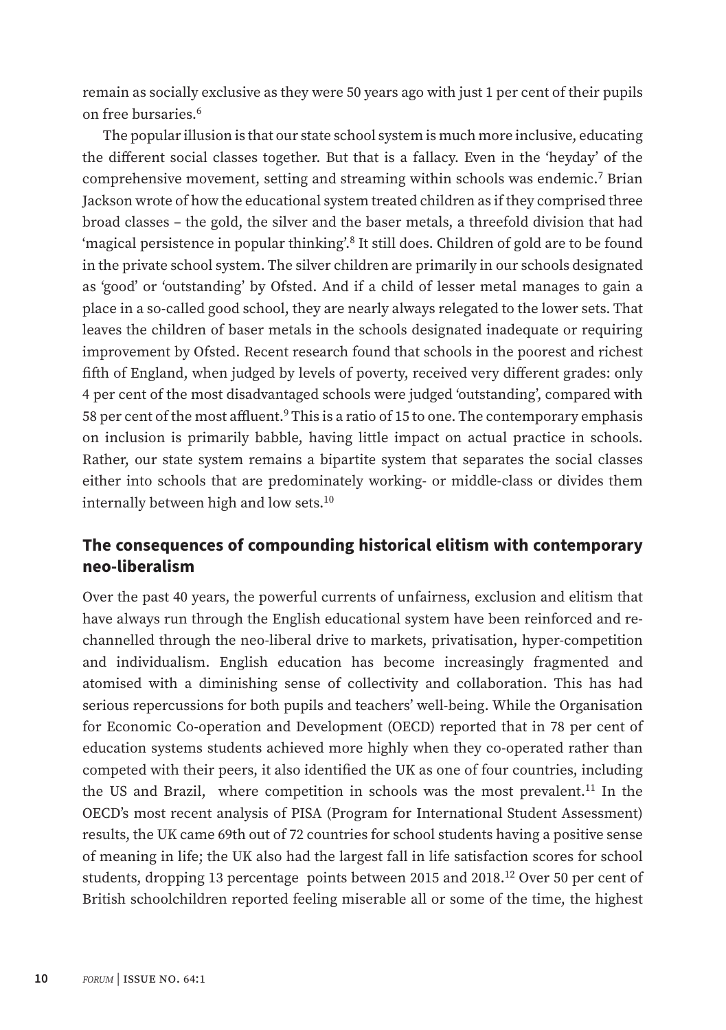remain as socially exclusive as they were 50 years ago with just 1 per cent of their pupils on free bursaries.[6]

The popular illusion is that our state school system is much more inclusive, educating the different social classes together. But that is a fallacy. Even in the 'heyday' of the comprehensive movement, setting and streaming within schools was endemic.[7] Brian Jackson wrote of how the educational system treated children as if they comprised three broad classes – the gold, the silver and the baser metals, a threefold division that had 'magical persistence in popular thinking'.[8] It still does. Children of gold are to be found in the private school system. The silver children are primarily in our schools designated as 'good' or 'outstanding' by Ofsted. And if a child of lesser metal manages to gain a place in a so-called good school, they are nearly always relegated to the lower sets. That leaves the children of baser metals in the schools designated inadequate or requiring improvement by Ofsted. Recent research found that schools in the poorest and richest fifth of England, when judged by levels of poverty, received very different grades: only 4 per cent of the most disadvantaged schools were judged 'outstanding', compared with 58 per cent of the most affluent.[9] This is a ratio of 15 to one. The contemporary emphasis on inclusion is primarily babble, having little impact on actual practice in schools. Rather, our state system remains a bipartite system that separates the social classes either into schools that are predominately working- or middle-class or divides them internally between high and low sets.[10]

## The consequences of compounding historical elitism with contemporary neo-liberalism

Over the past 40 years, the powerful currents of unfairness, exclusion and elitism that have always run through the English educational system have been reinforced and re-channelled through the neo-liberal drive to markets, privatisation, hyper-competition and individualism. English education has become increasingly fragmented and atomised with a diminishing sense of collectivity and collaboration. This has had serious repercussions for both pupils and teachers' well-being. While the Organisation for Economic Co-operation and Development (OECD) reported that in 78 per cent of education systems students achieved more highly when they co-operated rather than competed with their peers, it also identified the UK as one of four countries, including the US and Brazil, where competition in schools was the most prevalent.[11] In the OECD's most recent analysis of PISA (Program for International Student Assessment) results, the UK came 69th out of 72 countries for school students having a positive sense of meaning in life; the UK also had the largest fall in life satisfaction scores for school students, dropping 13 percentage points between 2015 and 2018.[12] Over 50 per cent of British schoolchildren reported feeling miserable all or some of the time, the highest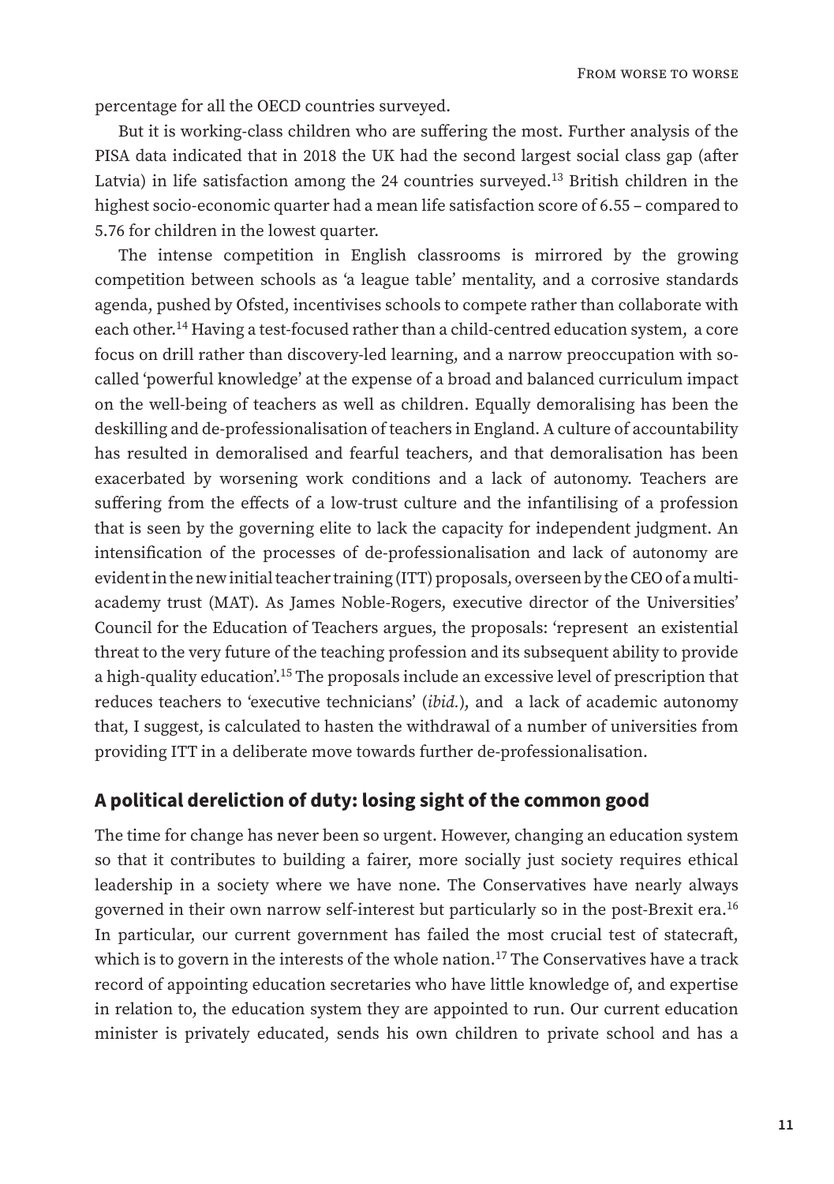percentage for all the OECD countries surveyed.

But it is working-class children who are suffering the most. Further analysis of the PISA data indicated that in 2018 the UK had the second largest social class gap (after Latvia) in life satisfaction among the 24 countries surveyed.[13] British children in the highest socio-economic quarter had a mean life satisfaction score of 6.55 – compared to 5.76 for children in the lowest quarter.

The intense competition in English classrooms is mirrored by the growing competition between schools as 'a league table' mentality, and a corrosive standards agenda, pushed by Ofsted, incentivises schools to compete rather than collaborate with each other.[14] Having a test-focused rather than a child-centred education system, a core focus on drill rather than discovery-led learning, and a narrow preoccupation with so-called 'powerful knowledge' at the expense of a broad and balanced curriculum impact on the well-being of teachers as well as children. Equally demoralising has been the deskilling and de-professionalisation of teachers in England. A culture of accountability has resulted in demoralised and fearful teachers, and that demoralisation has been exacerbated by worsening work conditions and a lack of autonomy. Teachers are suffering from the effects of a low-trust culture and the infantilising of a profession that is seen by the governing elite to lack the capacity for independent judgment. An intensification of the processes of de-professionalisation and lack of autonomy are evident in the new initial teacher training (ITT) proposals, overseen by the CEO of a multi-academy trust (MAT). As James Noble-Rogers, executive director of the Universities' Council for the Education of Teachers argues, the proposals: 'represent an existential threat to the very future of the teaching profession and its subsequent ability to provide a high-quality education'.[15] The proposals include an excessive level of prescription that reduces teachers to 'executive technicians' (*ibid.*), and a lack of academic autonomy that, I suggest, is calculated to hasten the withdrawal of a number of universities from providing ITT in a deliberate move towards further de-professionalisation.

## A political dereliction of duty: losing sight of the common good

The time for change has never been so urgent. However, changing an education system so that it contributes to building a fairer, more socially just society requires ethical leadership in a society where we have none. The Conservatives have nearly always governed in their own narrow self-interest but particularly so in the post-Brexit era.[16] In particular, our current government has failed the most crucial test of statecraft, which is to govern in the interests of the whole nation.[17] The Conservatives have a track record of appointing education secretaries who have little knowledge of, and expertise in relation to, the education system they are appointed to run. Our current education minister is privately educated, sends his own children to private school and has a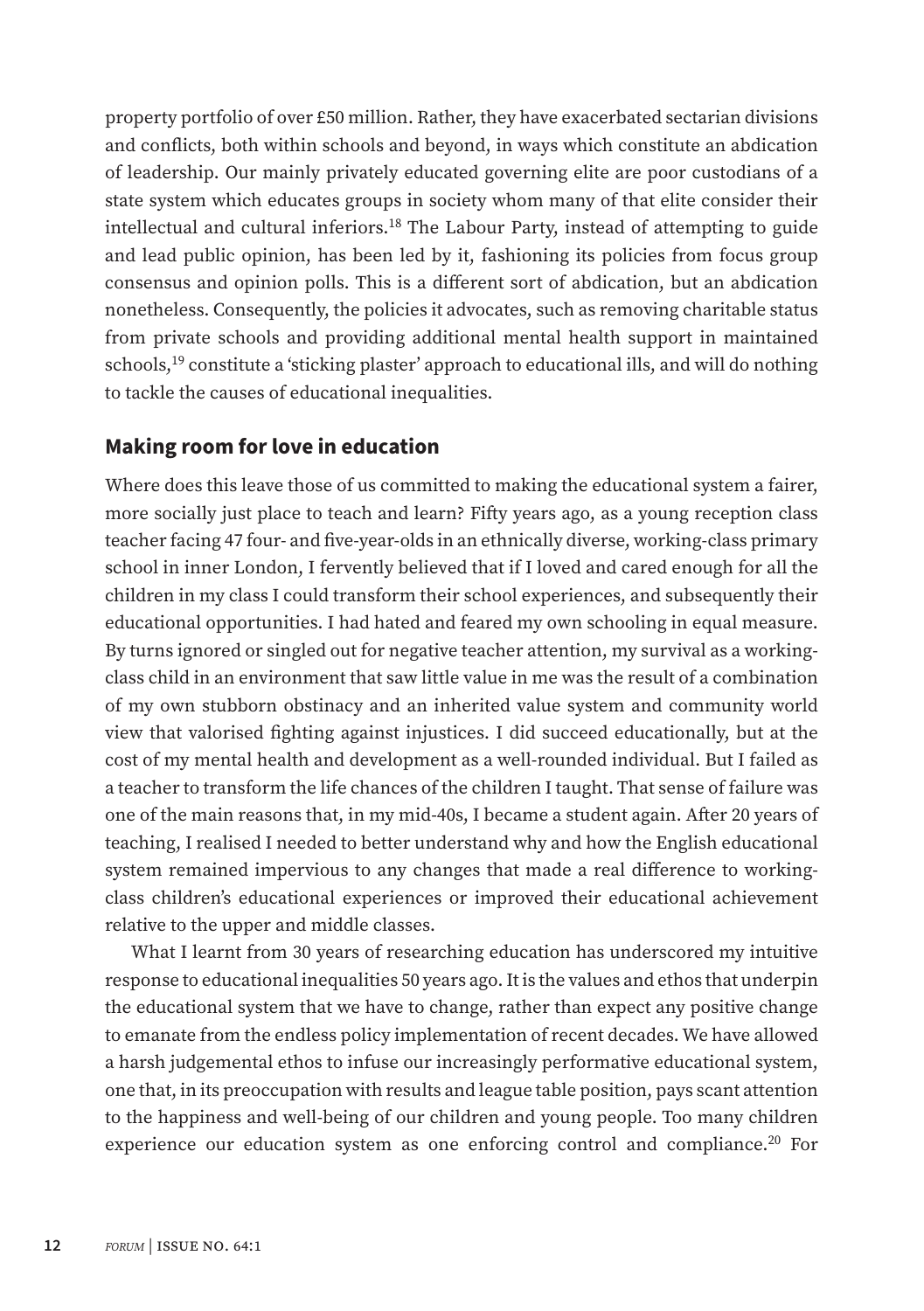property portfolio of over £50 million. Rather, they have exacerbated sectarian divisions and conflicts, both within schools and beyond, in ways which constitute an abdication of leadership. Our mainly privately educated governing elite are poor custodians of a state system which educates groups in society whom many of that elite consider their intellectual and cultural inferiors.[18] The Labour Party, instead of attempting to guide and lead public opinion, has been led by it, fashioning its policies from focus group consensus and opinion polls. This is a different sort of abdication, but an abdication nonetheless. Consequently, the policies it advocates, such as removing charitable status from private schools and providing additional mental health support in maintained schools,[19] constitute a 'sticking plaster' approach to educational ills, and will do nothing to tackle the causes of educational inequalities.

## Making room for love in education

Where does this leave those of us committed to making the educational system a fairer, more socially just place to teach and learn? Fifty years ago, as a young reception class teacher facing 47 four- and five-year-olds in an ethnically diverse, working-class primary school in inner London, I fervently believed that if I loved and cared enough for all the children in my class I could transform their school experiences, and subsequently their educational opportunities. I had hated and feared my own schooling in equal measure. By turns ignored or singled out for negative teacher attention, my survival as a working-class child in an environment that saw little value in me was the result of a combination of my own stubborn obstinacy and an inherited value system and community world view that valorised fighting against injustices. I did succeed educationally, but at the cost of my mental health and development as a well-rounded individual. But I failed as a teacher to transform the life chances of the children I taught. That sense of failure was one of the main reasons that, in my mid-40s, I became a student again. After 20 years of teaching, I realised I needed to better understand why and how the English educational system remained impervious to any changes that made a real difference to working-class children's educational experiences or improved their educational achievement relative to the upper and middle classes.

What I learnt from 30 years of researching education has underscored my intuitive response to educational inequalities 50 years ago. It is the values and ethos that underpin the educational system that we have to change, rather than expect any positive change to emanate from the endless policy implementation of recent decades. We have allowed a harsh judgemental ethos to infuse our increasingly performative educational system, one that, in its preoccupation with results and league table position, pays scant attention to the happiness and well-being of our children and young people. Too many children experience our education system as one enforcing control and compliance.[20] For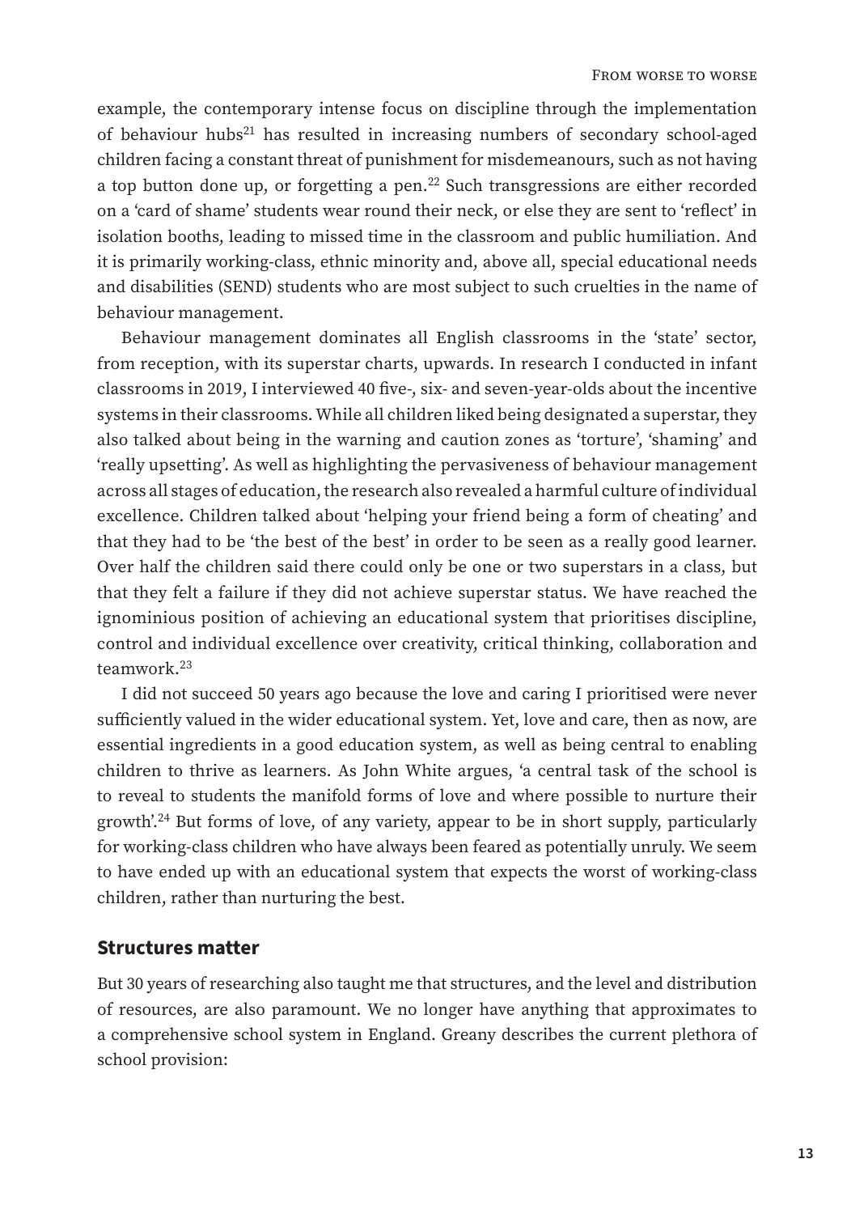example, the contemporary intense focus on discipline through the implementation of behaviour hubs[21] has resulted in increasing numbers of secondary school-aged children facing a constant threat of punishment for misdemeanours, such as not having a top button done up, or forgetting a pen.[22] Such transgressions are either recorded on a 'card of shame' students wear round their neck, or else they are sent to 'reflect' in isolation booths, leading to missed time in the classroom and public humiliation. And it is primarily working-class, ethnic minority and, above all, special educational needs and disabilities (SEND) students who are most subject to such cruelties in the name of behaviour management.

Behaviour management dominates all English classrooms in the 'state' sector, from reception, with its superstar charts, upwards. In research I conducted in infant classrooms in 2019, I interviewed 40 five-, six- and seven-year-olds about the incentive systems in their classrooms. While all children liked being designated a superstar, they also talked about being in the warning and caution zones as 'torture', 'shaming' and 'really upsetting'. As well as highlighting the pervasiveness of behaviour management across all stages of education, the research also revealed a harmful culture of individual excellence. Children talked about 'helping your friend being a form of cheating' and that they had to be 'the best of the best' in order to be seen as a really good learner. Over half the children said there could only be one or two superstars in a class, but that they felt a failure if they did not achieve superstar status. We have reached the ignominious position of achieving an educational system that prioritises discipline, control and individual excellence over creativity, critical thinking, collaboration and teamwork.[23]

I did not succeed 50 years ago because the love and caring I prioritised were never sufficiently valued in the wider educational system. Yet, love and care, then as now, are essential ingredients in a good education system, as well as being central to enabling children to thrive as learners. As John White argues, 'a central task of the school is to reveal to students the manifold forms of love and where possible to nurture their growth'.[24] But forms of love, of any variety, appear to be in short supply, particularly for working-class children who have always been feared as potentially unruly. We seem to have ended up with an educational system that expects the worst of working-class children, rather than nurturing the best.

## Structures matter

But 30 years of researching also taught me that structures, and the level and distribution of resources, are also paramount. We no longer have anything that approximates to a comprehensive school system in England. Greany describes the current plethora of school provision: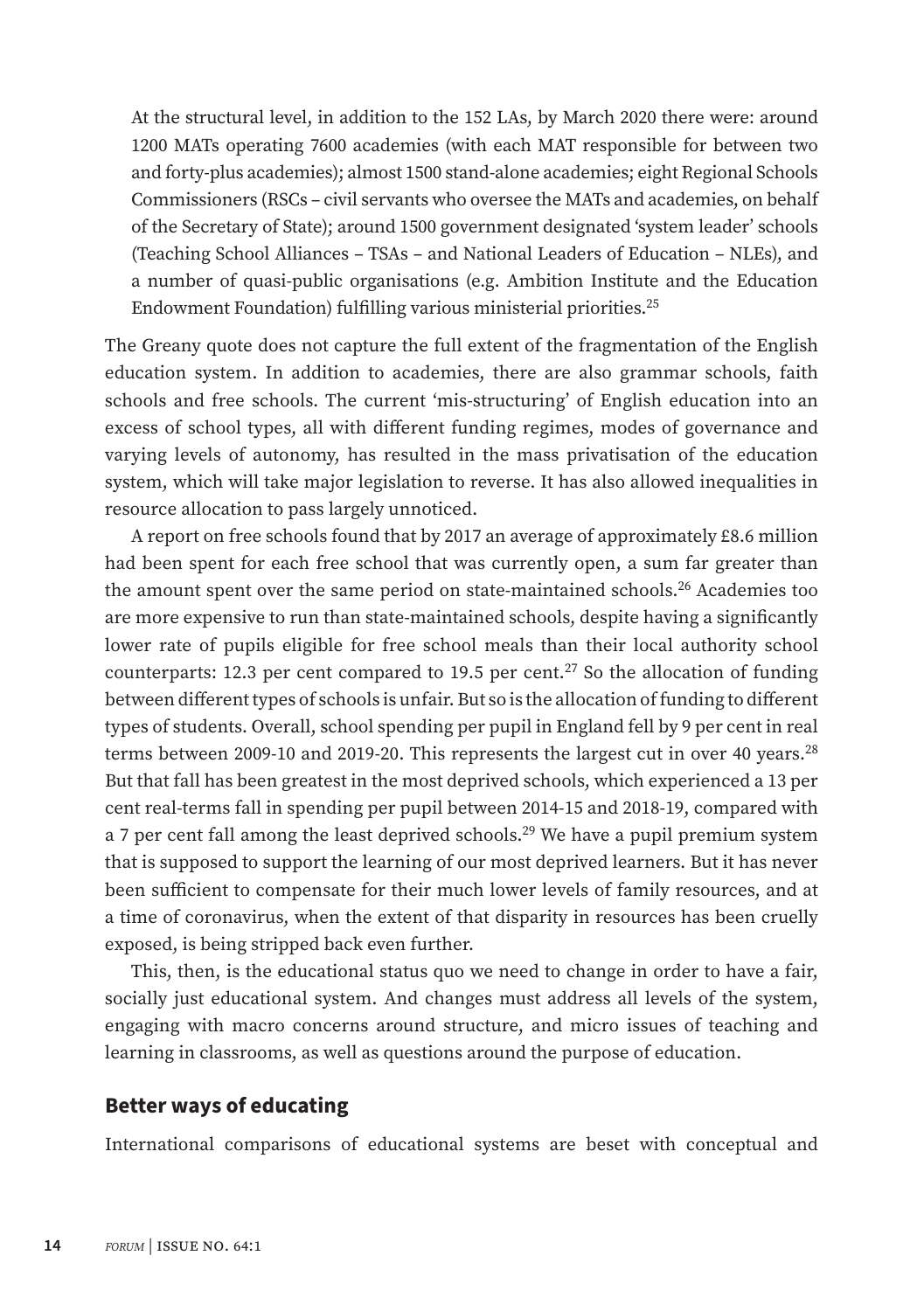> At the structural level, in addition to the 152 LAs, by March 2020 there were: around 1200 MATs operating 7600 academies (with each MAT responsible for between two and forty-plus academies); almost 1500 stand-alone academies; eight Regional Schools Commissioners (RSCs – civil servants who oversee the MATs and academies, on behalf of the Secretary of State); around 1500 government designated 'system leader' schools (Teaching School Alliances – TSAs – and National Leaders of Education – NLEs), and a number of quasi-public organisations (e.g. Ambition Institute and the Education Endowment Foundation) fulfilling various ministerial priorities.[25]

The Greany quote does not capture the full extent of the fragmentation of the English education system. In addition to academies, there are also grammar schools, faith schools and free schools. The current 'mis-structuring' of English education into an excess of school types, all with different funding regimes, modes of governance and varying levels of autonomy, has resulted in the mass privatisation of the education system, which will take major legislation to reverse. It has also allowed inequalities in resource allocation to pass largely unnoticed.

A report on free schools found that by 2017 an average of approximately £8.6 million had been spent for each free school that was currently open, a sum far greater than the amount spent over the same period on state-maintained schools.[26] Academies too are more expensive to run than state-maintained schools, despite having a significantly lower rate of pupils eligible for free school meals than their local authority school counterparts: 12.3 per cent compared to 19.5 per cent.[27] So the allocation of funding between different types of schools is unfair. But so is the allocation of funding to different types of students. Overall, school spending per pupil in England fell by 9 per cent in real terms between 2009-10 and 2019-20. This represents the largest cut in over 40 years.[28] But that fall has been greatest in the most deprived schools, which experienced a 13 per cent real-terms fall in spending per pupil between 2014-15 and 2018-19, compared with a 7 per cent fall among the least deprived schools.[29] We have a pupil premium system that is supposed to support the learning of our most deprived learners. But it has never been sufficient to compensate for their much lower levels of family resources, and at a time of coronavirus, when the extent of that disparity in resources has been cruelly exposed, is being stripped back even further.

This, then, is the educational status quo we need to change in order to have a fair, socially just educational system. And changes must address all levels of the system, engaging with macro concerns around structure, and micro issues of teaching and learning in classrooms, as well as questions around the purpose of education.

## Better ways of educating

International comparisons of educational systems are beset with conceptual and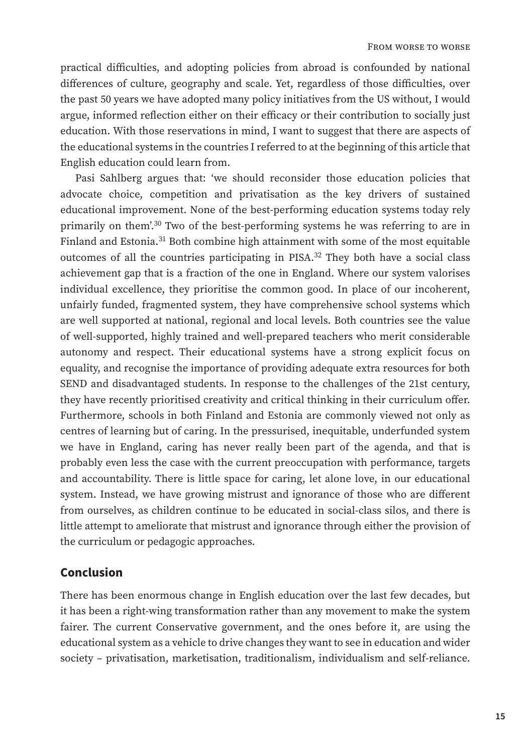practical difficulties, and adopting policies from abroad is confounded by national differences of culture, geography and scale. Yet, regardless of those difficulties, over the past 50 years we have adopted many policy initiatives from the US without, I would argue, informed reflection either on their efficacy or their contribution to socially just education. With those reservations in mind, I want to suggest that there are aspects of the educational systems in the countries I referred to at the beginning of this article that English education could learn from.

Pasi Sahlberg argues that: 'we should reconsider those education policies that advocate choice, competition and privatisation as the key drivers of sustained educational improvement. None of the best-performing education systems today rely primarily on them'.[30] Two of the best-performing systems he was referring to are in Finland and Estonia.[31] Both combine high attainment with some of the most equitable outcomes of all the countries participating in PISA.[32] They both have a social class achievement gap that is a fraction of the one in England. Where our system valorises individual excellence, they prioritise the common good. In place of our incoherent, unfairly funded, fragmented system, they have comprehensive school systems which are well supported at national, regional and local levels. Both countries see the value of well-supported, highly trained and well-prepared teachers who merit considerable autonomy and respect. Their educational systems have a strong explicit focus on equality, and recognise the importance of providing adequate extra resources for both SEND and disadvantaged students. In response to the challenges of the 21st century, they have recently prioritised creativity and critical thinking in their curriculum offer. Furthermore, schools in both Finland and Estonia are commonly viewed not only as centres of learning but of caring. In the pressurised, inequitable, underfunded system we have in England, caring has never really been part of the agenda, and that is probably even less the case with the current preoccupation with performance, targets and accountability. There is little space for caring, let alone love, in our educational system. Instead, we have growing mistrust and ignorance of those who are different from ourselves, as children continue to be educated in social-class silos, and there is little attempt to ameliorate that mistrust and ignorance through either the provision of the curriculum or pedagogic approaches.

## Conclusion

There has been enormous change in English education over the last few decades, but it has been a right-wing transformation rather than any movement to make the system fairer. The current Conservative government, and the ones before it, are using the educational system as a vehicle to drive changes they want to see in education and wider society – privatisation, marketisation, traditionalism, individualism and self-reliance.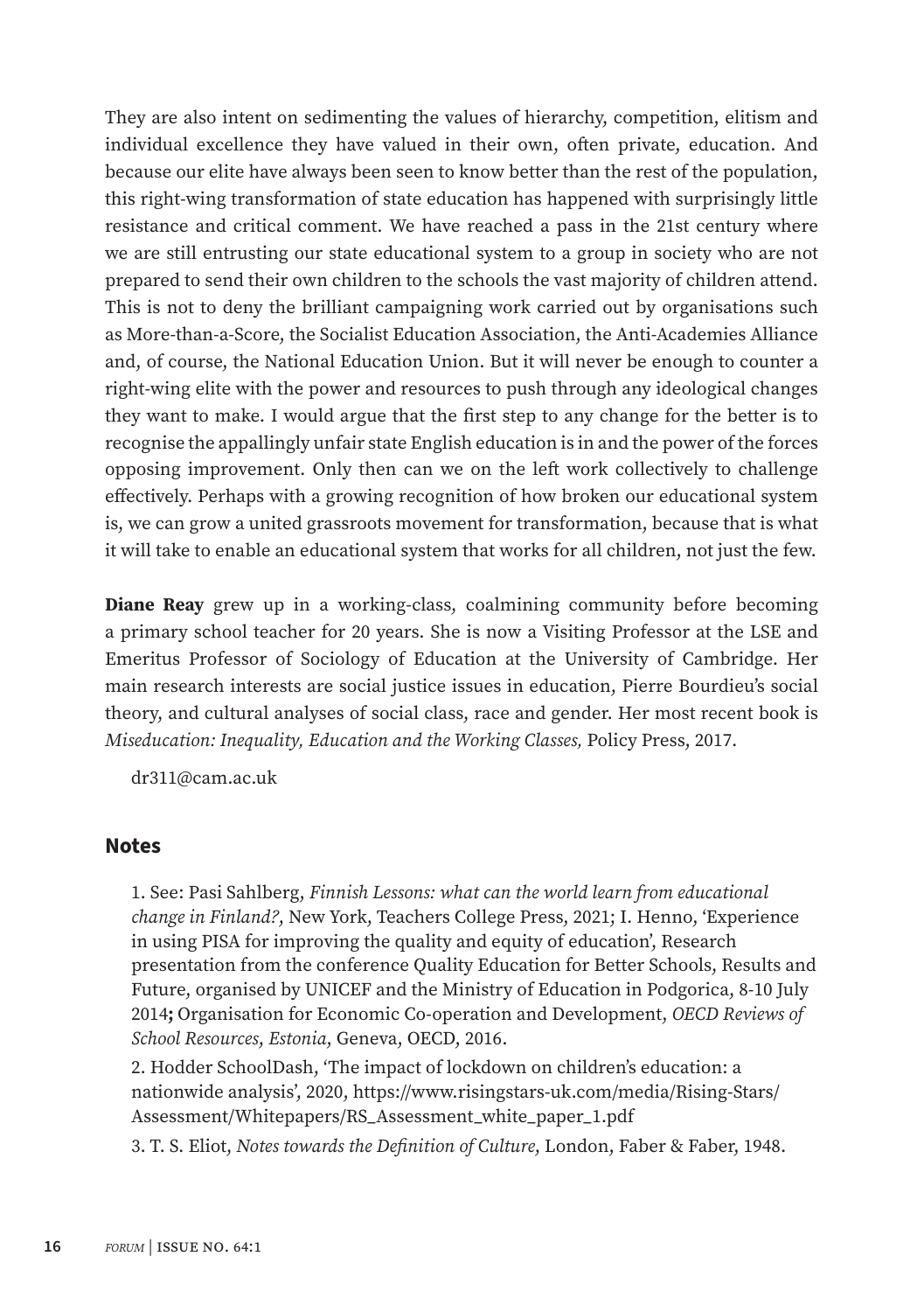They are also intent on sedimenting the values of hierarchy, competition, elitism and individual excellence they have valued in their own, often private, education. And because our elite have always been seen to know better than the rest of the population, this right-wing transformation of state education has happened with surprisingly little resistance and critical comment. We have reached a pass in the 21st century where we are still entrusting our state educational system to a group in society who are not prepared to send their own children to the schools the vast majority of children attend. This is not to deny the brilliant campaigning work carried out by organisations such as More-than-a-Score, the Socialist Education Association, the Anti-Academies Alliance and, of course, the National Education Union. But it will never be enough to counter a right-wing elite with the power and resources to push through any ideological changes they want to make. I would argue that the first step to any change for the better is to recognise the appallingly unfair state English education is in and the power of the forces opposing improvement. Only then can we on the left work collectively to challenge effectively. Perhaps with a growing recognition of how broken our educational system is, we can grow a united grassroots movement for transformation, because that is what it will take to enable an educational system that works for all children, not just the few.

**Diane Reay** grew up in a working-class, coalmining community before becoming a primary school teacher for 20 years. She is now a Visiting Professor at the LSE and Emeritus Professor of Sociology of Education at the University of Cambridge. Her main research interests are social justice issues in education, Pierre Bourdieu's social theory, and cultural analyses of social class, race and gender. Her most recent book is *Miseducation: Inequality, Education and the Working Classes,* Policy Press, 2017.

dr311@cam.ac.uk

## Notes

1. See: Pasi Sahlberg, *Finnish Lessons: what can the world learn from educational change in Finland?*, New York, Teachers College Press, 2021; I. Henno, 'Experience in using PISA for improving the quality and equity of education', Research presentation from the conference Quality Education for Better Schools, Results and Future, organised by UNICEF and the Ministry of Education in Podgorica, 8-10 July 2014**;** Organisation for Economic Co-operation and Development, *OECD Reviews of School Resources, Estonia*, Geneva, OECD, 2016.

2. Hodder SchoolDash, 'The impact of lockdown on children's education: a nationwide analysis', 2020, https://www.risingstars-uk.com/media/Rising-Stars/Assessment/Whitepapers/RS_Assessment_white_paper_1.pdf

3. T. S. Eliot, *Notes towards the Definition of Culture*, London, Faber & Faber, 1948.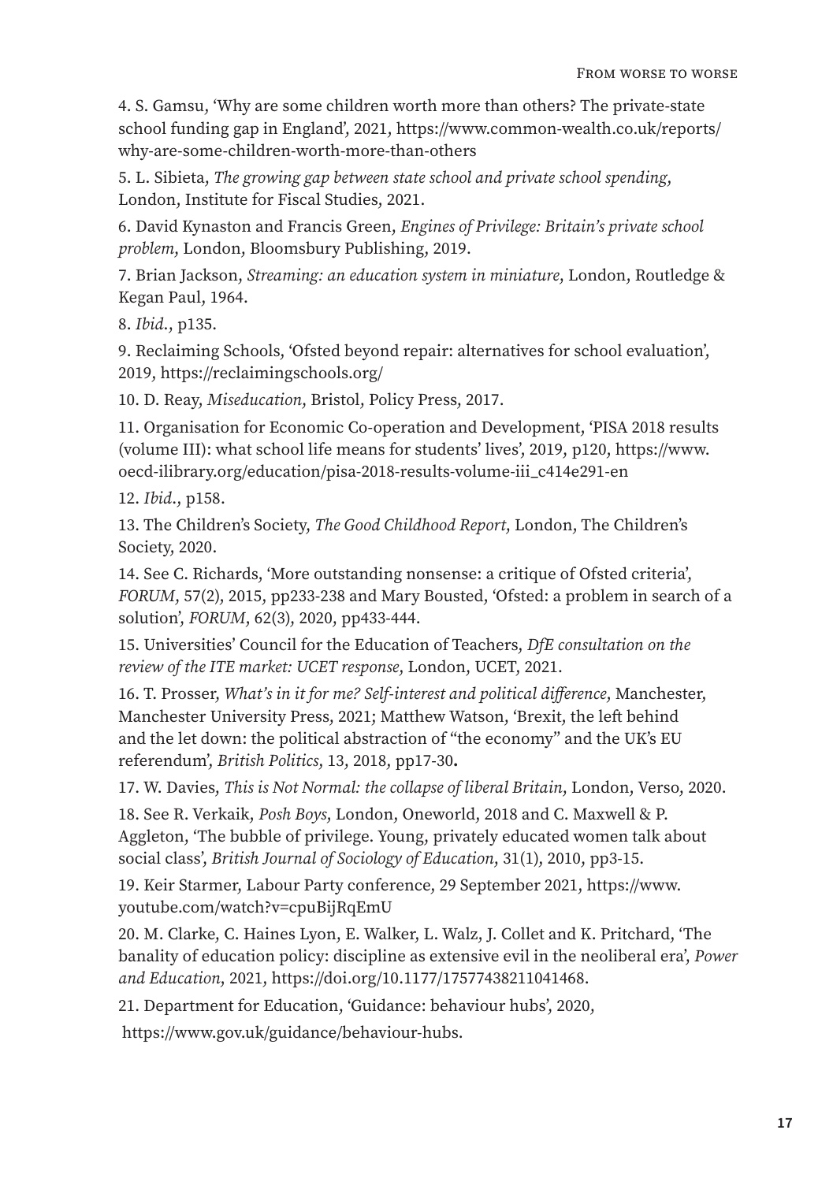4. S. Gamsu, 'Why are some children worth more than others? The private-state school funding gap in England', 2021, https://www.common-wealth.co.uk/reports/why-are-some-children-worth-more-than-others

5. L. Sibieta, *The growing gap between state school and private school spending*, London, Institute for Fiscal Studies, 2021.

6. David Kynaston and Francis Green, *Engines of Privilege: Britain's private school problem*, London, Bloomsbury Publishing, 2019.

7. Brian Jackson, *Streaming: an education system in miniature*, London, Routledge & Kegan Paul, 1964.

8. *Ibid.*, p135.

9. Reclaiming Schools, 'Ofsted beyond repair: alternatives for school evaluation', 2019, https://reclaimingschools.org/

10. D. Reay, *Miseducation*, Bristol, Policy Press, 2017.

11. Organisation for Economic Co-operation and Development, 'PISA 2018 results (volume III): what school life means for students' lives', 2019, p120, https://www.oecd-ilibrary.org/education/pisa-2018-results-volume-iii_c414e291-en

12. *Ibid.*, p158.

13. The Children's Society, *The Good Childhood Report*, London, The Children's Society, 2020.

14. See C. Richards, 'More outstanding nonsense: a critique of Ofsted criteria', *FORUM*, 57(2), 2015, pp233-238 and Mary Bousted, 'Ofsted: a problem in search of a solution', *FORUM*, 62(3), 2020, pp433-444.

15. Universities' Council for the Education of Teachers, *DfE consultation on the review of the ITE market: UCET response*, London, UCET, 2021.

16. T. Prosser, *What's in it for me? Self-interest and political difference*, Manchester, Manchester University Press, 2021; Matthew Watson, 'Brexit, the left behind and the let down: the political abstraction of "the economy" and the UK's EU referendum', *British Politics*, 13, 2018, pp17-30**.**

17. W. Davies, *This is Not Normal: the collapse of liberal Britain*, London, Verso, 2020.

18. See R. Verkaik, *Posh Boys*, London, Oneworld, 2018 and C. Maxwell & P. Aggleton, 'The bubble of privilege. Young, privately educated women talk about social class', *British Journal of Sociology of Education*, 31(1), 2010, pp3-15.

19. Keir Starmer, Labour Party conference, 29 September 2021, https://www.youtube.com/watch?v=cpuBijRqEmU

20. M. Clarke, C. Haines Lyon, E. Walker, L. Walz, J. Collet and K. Pritchard, 'The banality of education policy: discipline as extensive evil in the neoliberal era', *Power and Education*, 2021, https://doi.org/10.1177/17577438211041468.

21. Department for Education, 'Guidance: behaviour hubs', 2020, https://www.gov.uk/guidance/behaviour-hubs.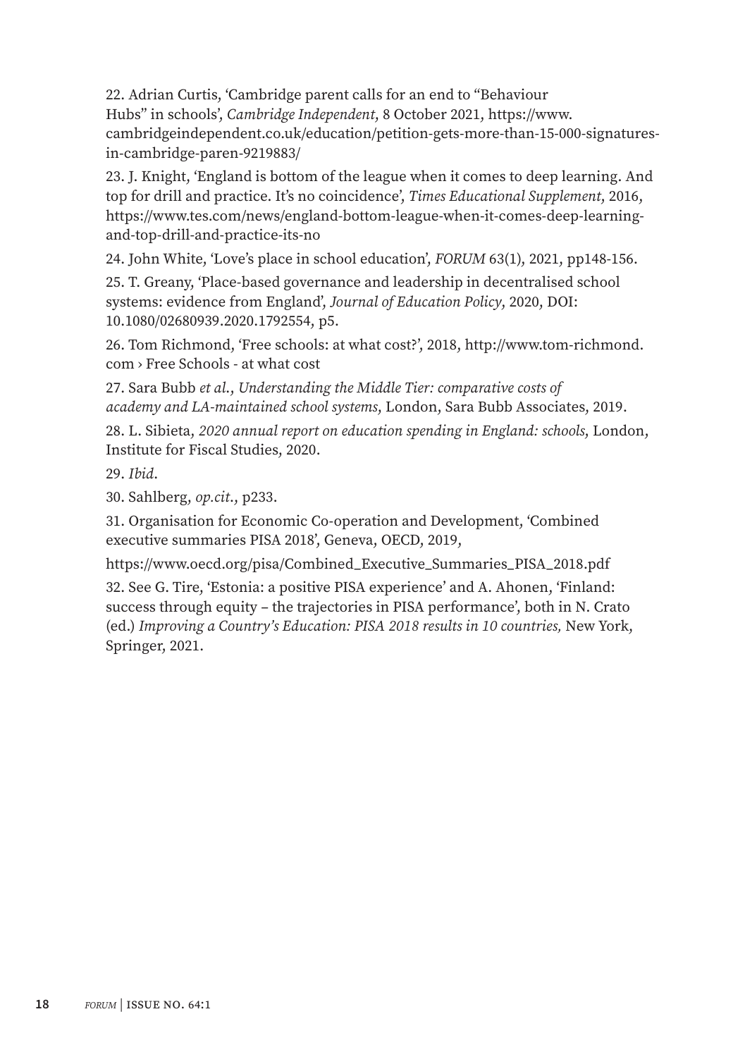22. Adrian Curtis, 'Cambridge parent calls for an end to "Behaviour Hubs" in schools', *Cambridge Independent*, 8 October 2021, https://www.cambridgeindependent.co.uk/education/petition-gets-more-than-15-000-signatures-in-cambridge-paren-9219883/

23. J. Knight, 'England is bottom of the league when it comes to deep learning. And top for drill and practice. It's no coincidence', *Times Educational Supplement*, 2016, https://www.tes.com/news/england-bottom-league-when-it-comes-deep-learning-and-top-drill-and-practice-its-no

24. John White, 'Love's place in school education', *FORUM* 63(1), 2021, pp148-156.

25. T. Greany, 'Place-based governance and leadership in decentralised school systems: evidence from England', *Journal of Education Policy*, 2020, DOI: 10.1080/02680939.2020.1792554, p5.

26. Tom Richmond, 'Free schools: at what cost?', 2018, http://www.tom-richmond.com › Free Schools - at what cost

27. Sara Bubb *et al.*, *Understanding the Middle Tier: comparative costs of academy and LA-maintained school systems*, London, Sara Bubb Associates, 2019.

28. L. Sibieta, *2020 annual report on education spending in England: schools*, London, Institute for Fiscal Studies, 2020.

29. *Ibid*.

30. Sahlberg, *op.cit.*, p233.

31. Organisation for Economic Co-operation and Development, 'Combined executive summaries PISA 2018', Geneva, OECD, 2019,

https://www.oecd.org/pisa/Combined_Executive_Summaries_PISA_2018.pdf

32. See G. Tire, 'Estonia: a positive PISA experience' and A. Ahonen, 'Finland: success through equity – the trajectories in PISA performance', both in N. Crato (ed.) *Improving a Country's Education: PISA 2018 results in 10 countries,* New York, Springer, 2021.